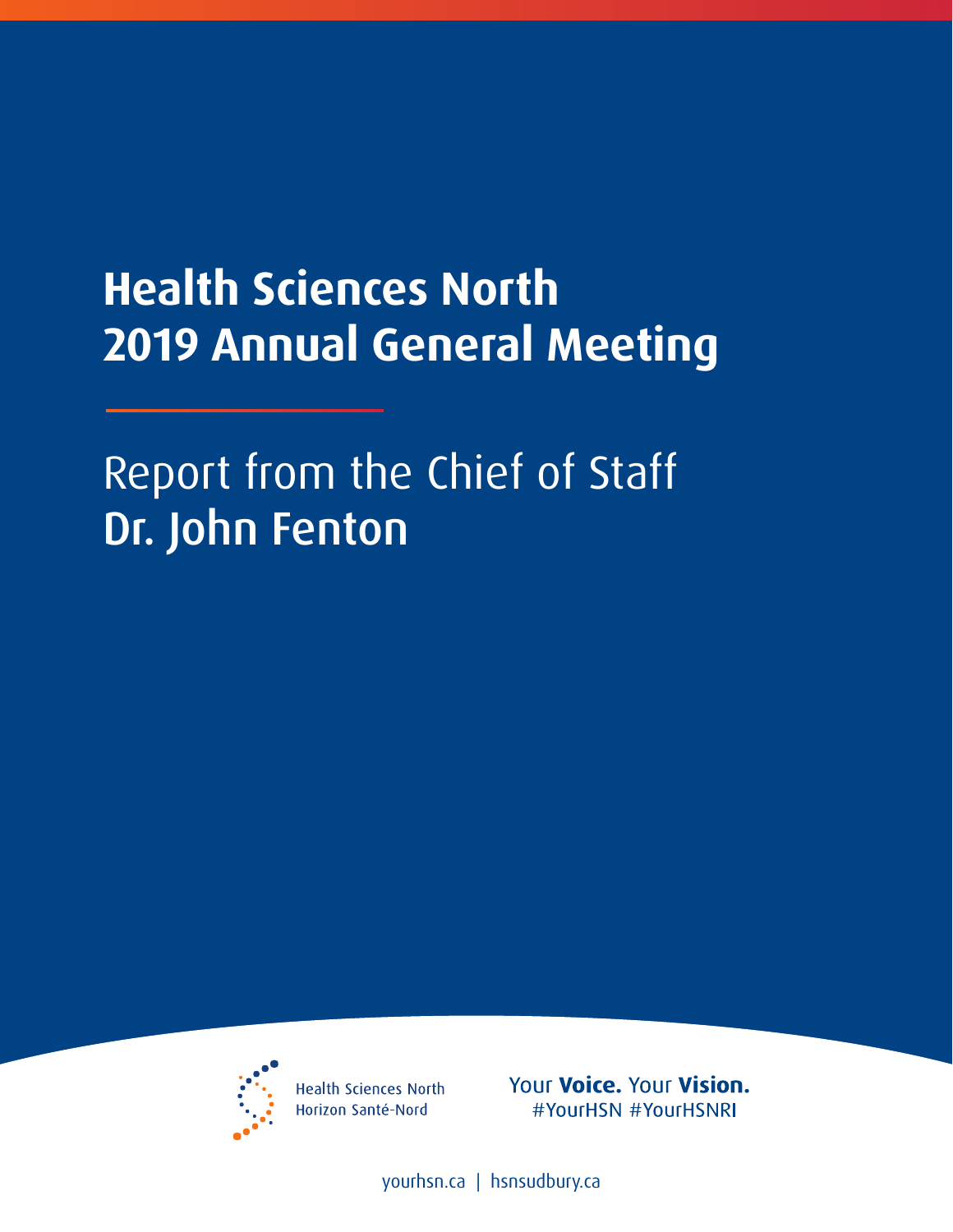# Health Sciences North 2019 Annual General Meeting

## Report from the Chief of Staff
## Dr. John Fenton

Health Sciences North
Horizon Santé-Nord

Your **Voice.** Your **Vision.**
#YourHSN #YourHSNRI

yourhsn.ca | hsnsudbury.ca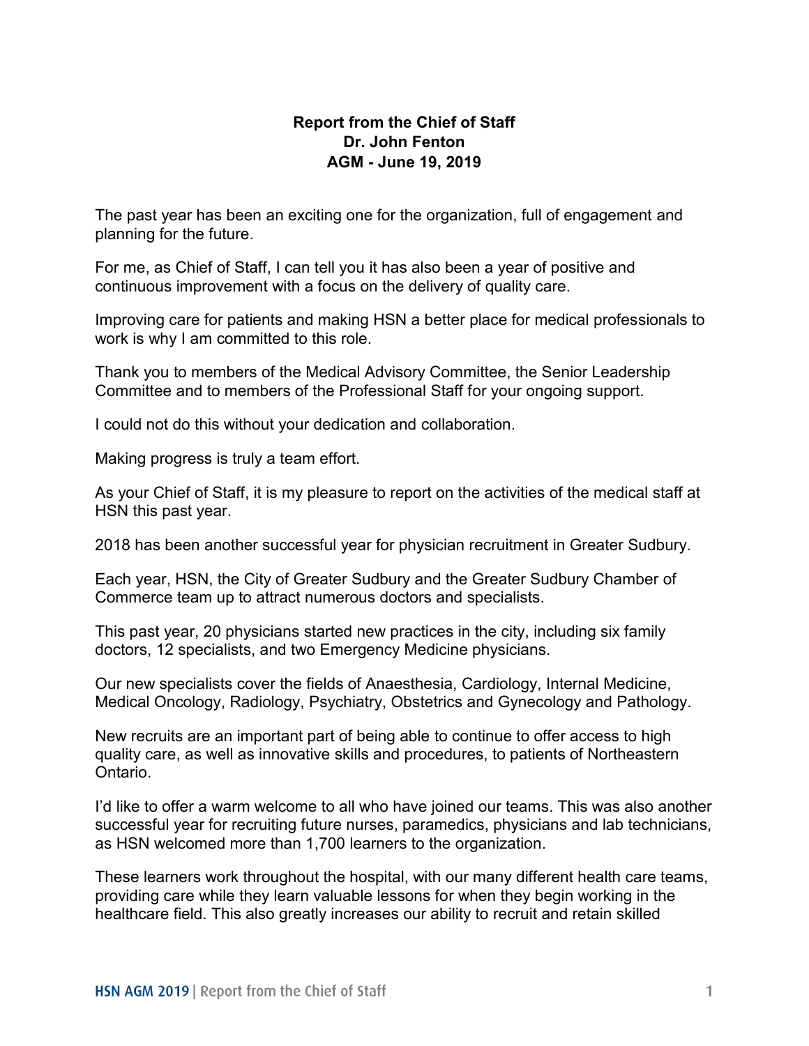**Report from the Chief of Staff**
**Dr. John Fenton**
**AGM - June 19, 2019**

The past year has been an exciting one for the organization, full of engagement and planning for the future.

For me, as Chief of Staff, I can tell you it has also been a year of positive and continuous improvement with a focus on the delivery of quality care.

Improving care for patients and making HSN a better place for medical professionals to work is why I am committed to this role.

Thank you to members of the Medical Advisory Committee, the Senior Leadership Committee and to members of the Professional Staff for your ongoing support.

I could not do this without your dedication and collaboration.

Making progress is truly a team effort.

As your Chief of Staff, it is my pleasure to report on the activities of the medical staff at HSN this past year.

2018 has been another successful year for physician recruitment in Greater Sudbury.

Each year, HSN, the City of Greater Sudbury and the Greater Sudbury Chamber of Commerce team up to attract numerous doctors and specialists.

This past year, 20 physicians started new practices in the city, including six family doctors, 12 specialists, and two Emergency Medicine physicians.

Our new specialists cover the fields of Anaesthesia, Cardiology, Internal Medicine, Medical Oncology, Radiology, Psychiatry, Obstetrics and Gynecology and Pathology.

New recruits are an important part of being able to continue to offer access to high quality care, as well as innovative skills and procedures, to patients of Northeastern Ontario.

I'd like to offer a warm welcome to all who have joined our teams. This was also another successful year for recruiting future nurses, paramedics, physicians and lab technicians, as HSN welcomed more than 1,700 learners to the organization.

These learners work throughout the hospital, with our many different health care teams, providing care while they learn valuable lessons for when they begin working in the healthcare field. This also greatly increases our ability to recruit and retain skilled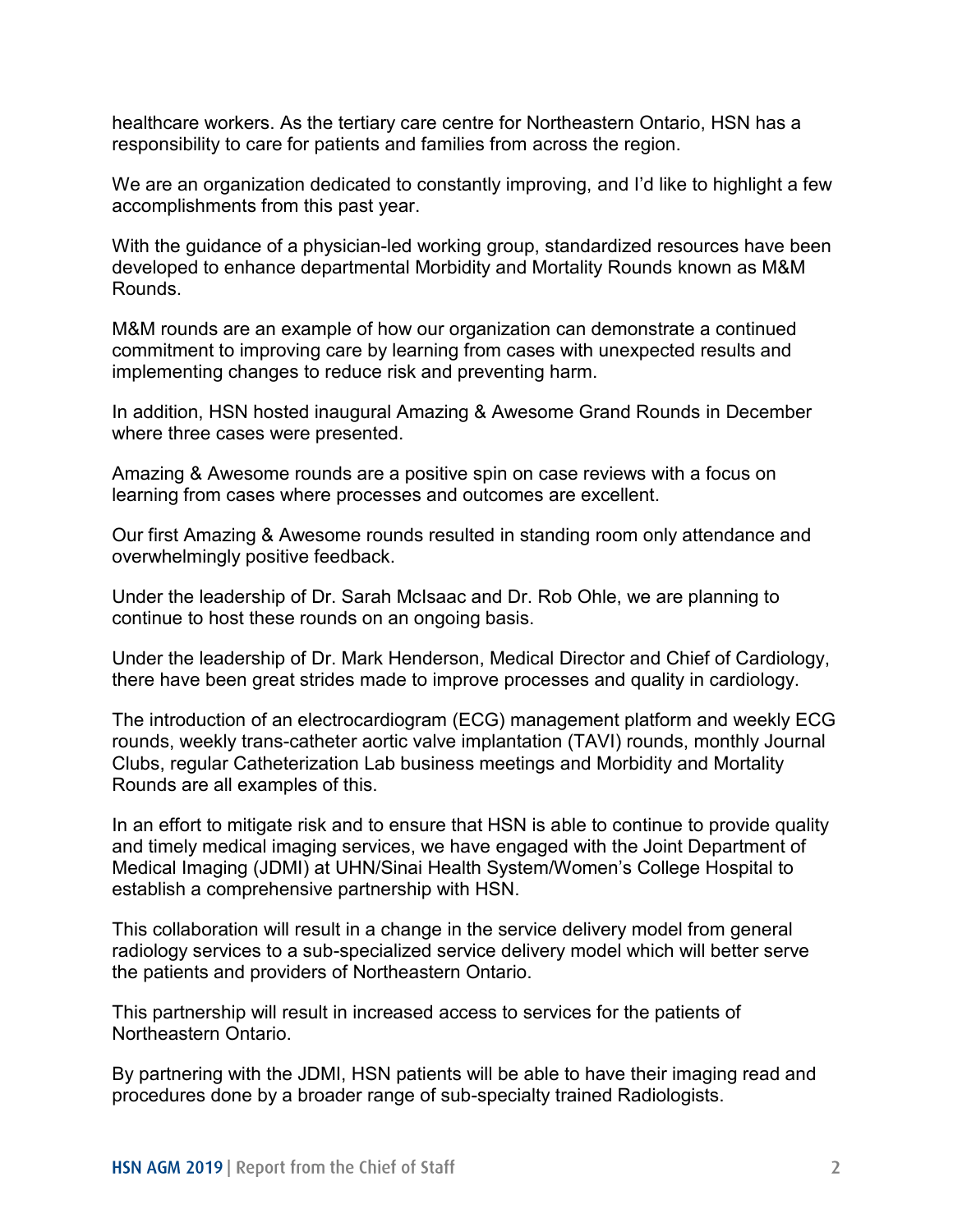healthcare workers. As the tertiary care centre for Northeastern Ontario, HSN has a responsibility to care for patients and families from across the region.

We are an organization dedicated to constantly improving, and I'd like to highlight a few accomplishments from this past year.

With the guidance of a physician-led working group, standardized resources have been developed to enhance departmental Morbidity and Mortality Rounds known as M&M Rounds.

M&M rounds are an example of how our organization can demonstrate a continued commitment to improving care by learning from cases with unexpected results and implementing changes to reduce risk and preventing harm.

In addition, HSN hosted inaugural Amazing & Awesome Grand Rounds in December where three cases were presented.

Amazing & Awesome rounds are a positive spin on case reviews with a focus on learning from cases where processes and outcomes are excellent.

Our first Amazing & Awesome rounds resulted in standing room only attendance and overwhelmingly positive feedback.

Under the leadership of Dr. Sarah McIsaac and Dr. Rob Ohle, we are planning to continue to host these rounds on an ongoing basis.

Under the leadership of Dr. Mark Henderson, Medical Director and Chief of Cardiology, there have been great strides made to improve processes and quality in cardiology.

The introduction of an electrocardiogram (ECG) management platform and weekly ECG rounds, weekly trans-catheter aortic valve implantation (TAVI) rounds, monthly Journal Clubs, regular Catheterization Lab business meetings and Morbidity and Mortality Rounds are all examples of this.

In an effort to mitigate risk and to ensure that HSN is able to continue to provide quality and timely medical imaging services, we have engaged with the Joint Department of Medical Imaging (JDMI) at UHN/Sinai Health System/Women's College Hospital to establish a comprehensive partnership with HSN.

This collaboration will result in a change in the service delivery model from general radiology services to a sub-specialized service delivery model which will better serve the patients and providers of Northeastern Ontario.

This partnership will result in increased access to services for the patients of Northeastern Ontario.

By partnering with the JDMI, HSN patients will be able to have their imaging read and procedures done by a broader range of sub-specialty trained Radiologists.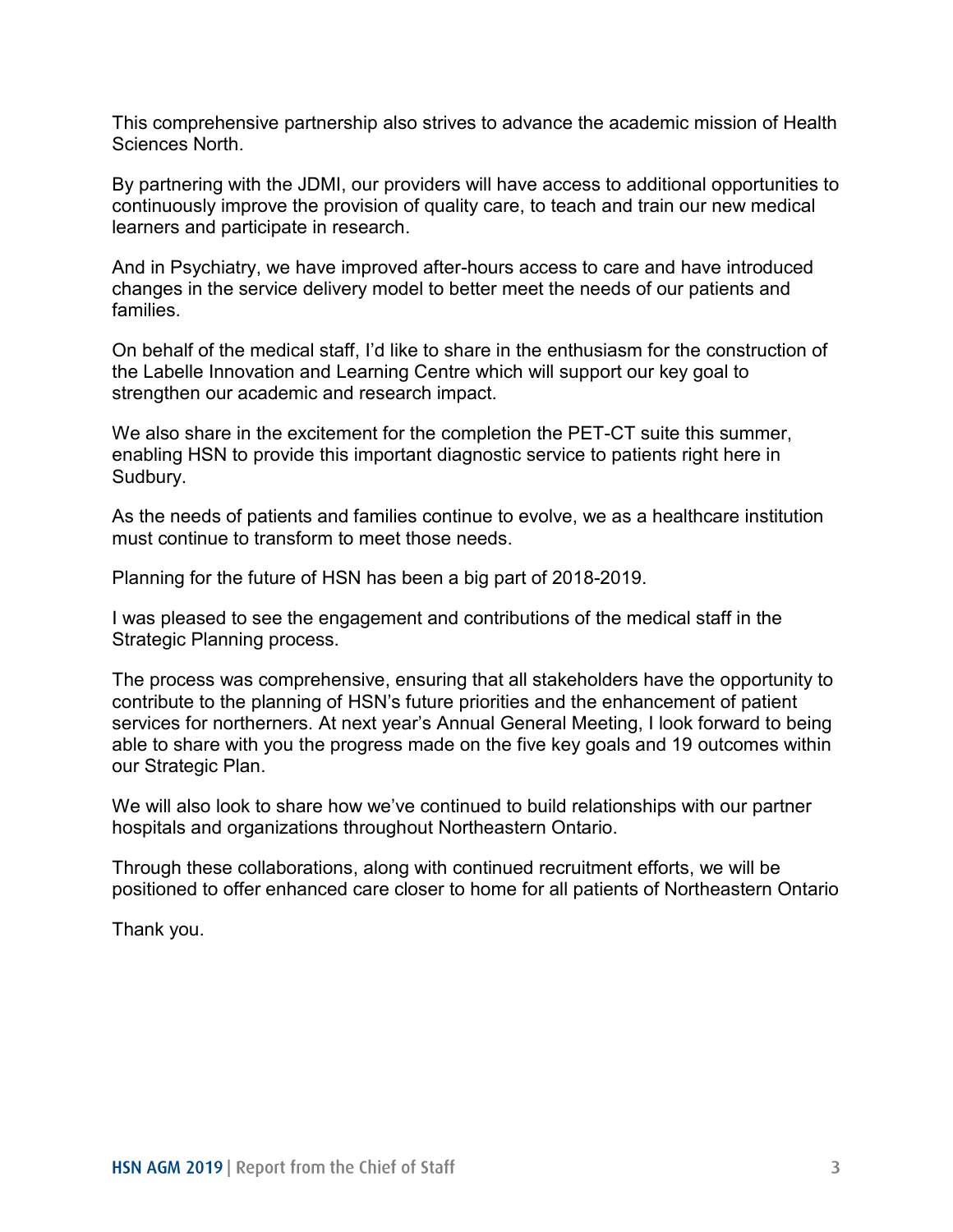This comprehensive partnership also strives to advance the academic mission of Health Sciences North.

By partnering with the JDMI, our providers will have access to additional opportunities to continuously improve the provision of quality care, to teach and train our new medical learners and participate in research.

And in Psychiatry, we have improved after-hours access to care and have introduced changes in the service delivery model to better meet the needs of our patients and families.

On behalf of the medical staff, I'd like to share in the enthusiasm for the construction of the Labelle Innovation and Learning Centre which will support our key goal to strengthen our academic and research impact.

We also share in the excitement for the completion the PET-CT suite this summer, enabling HSN to provide this important diagnostic service to patients right here in Sudbury.

As the needs of patients and families continue to evolve, we as a healthcare institution must continue to transform to meet those needs.

Planning for the future of HSN has been a big part of 2018-2019.

I was pleased to see the engagement and contributions of the medical staff in the Strategic Planning process.

The process was comprehensive, ensuring that all stakeholders have the opportunity to contribute to the planning of HSN's future priorities and the enhancement of patient services for northerners. At next year's Annual General Meeting, I look forward to being able to share with you the progress made on the five key goals and 19 outcomes within our Strategic Plan.

We will also look to share how we've continued to build relationships with our partner hospitals and organizations throughout Northeastern Ontario.

Through these collaborations, along with continued recruitment efforts, we will be positioned to offer enhanced care closer to home for all patients of Northeastern Ontario

Thank you.